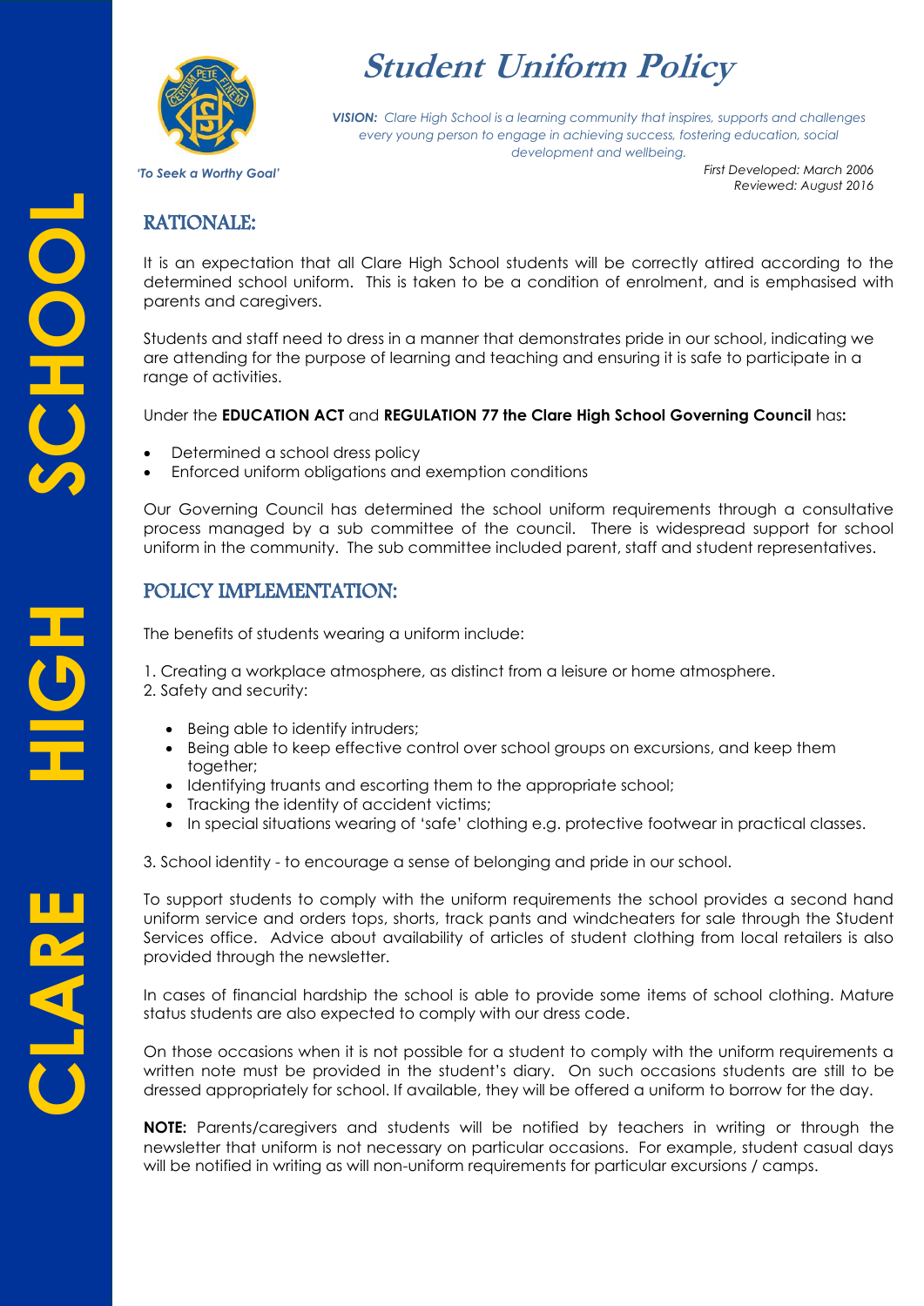# Student Uniform Policy

***VISION:** Clare High School is a learning community that inspires, supports and challenges every young person to engage in achieving success, fostering education, social development and wellbeing.*

*'To Seek a Worthy Goal'*

*First Developed: March 2006*
*Reviewed: August 2016*

## RATIONALE:

It is an expectation that all Clare High School students will be correctly attired according to the determined school uniform. This is taken to be a condition of enrolment, and is emphasised with parents and caregivers.

Students and staff need to dress in a manner that demonstrates pride in our school, indicating we are attending for the purpose of learning and teaching and ensuring it is safe to participate in a range of activities.

Under the **EDUCATION ACT** and **REGULATION 77 the Clare High School Governing Council** has**:**

- Determined a school dress policy
- Enforced uniform obligations and exemption conditions

Our Governing Council has determined the school uniform requirements through a consultative process managed by a sub committee of the council. There is widespread support for school uniform in the community. The sub committee included parent, staff and student representatives.

## POLICY IMPLEMENTATION:

The benefits of students wearing a uniform include:

1. Creating a workplace atmosphere, as distinct from a leisure or home atmosphere.
2. Safety and security:
   - Being able to identify intruders;
   - Being able to keep effective control over school groups on excursions, and keep them together;
   - Identifying truants and escorting them to the appropriate school;
   - Tracking the identity of accident victims;
   - In special situations wearing of 'safe' clothing e.g. protective footwear in practical classes.
3. School identity - to encourage a sense of belonging and pride in our school.

To support students to comply with the uniform requirements the school provides a second hand uniform service and orders tops, shorts, track pants and windcheaters for sale through the Student Services office. Advice about availability of articles of student clothing from local retailers is also provided through the newsletter.

In cases of financial hardship the school is able to provide some items of school clothing. Mature status students are also expected to comply with our dress code.

On those occasions when it is not possible for a student to comply with the uniform requirements a written note must be provided in the student's diary. On such occasions students are still to be dressed appropriately for school. If available, they will be offered a uniform to borrow for the day.

**NOTE:** Parents/caregivers and students will be notified by teachers in writing or through the newsletter that uniform is not necessary on particular occasions. For example, student casual days will be notified in writing as will non-uniform requirements for particular excursions / camps.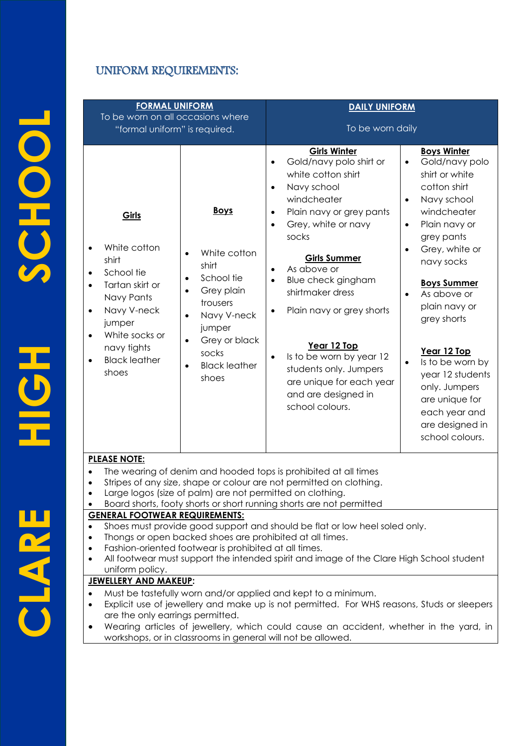## UNIFORM REQUIREMENTS:

| **FORMAL UNIFORM** To be worn on all occasions where "formal uniform" is required. | | **DAILY UNIFORM** To be worn daily | |
|---|---|---|---|
| **Girls**<br>• White cotton shirt<br>• School tie<br>• Tartan skirt or Navy Pants<br>• Navy V-neck jumper<br>• White socks or navy tights<br>• Black leather shoes | **Boys**<br>• White cotton shirt<br>• School tie<br>• Grey plain trousers<br>• Navy V-neck jumper<br>• Grey or black socks<br>• Black leather shoes | **Girls Winter**<br>• Gold/navy polo shirt or white cotton shirt<br>• Navy school windcheater<br>• Plain navy or grey pants<br>• Grey, white or navy socks<br><br>**Girls Summer**<br>• As above or<br>• Blue check gingham shirtmaker dress<br>• Plain navy or grey shorts<br><br>**Year 12 Top**<br>• Is to be worn by year 12 students only. Jumpers are unique for each year and are designed in school colours. | **Boys Winter**<br>• Gold/navy polo shirt or white cotton shirt<br>• Navy school windcheater<br>• Plain navy or grey pants<br>• Grey, white or navy socks<br><br>**Boys Summer**<br>• As above or plain navy or grey shorts<br><br>**Year 12 Top**<br>• Is to be worn by year 12 students only. Jumpers are unique for each year and are designed in school colours. |

**PLEASE NOTE:**

- The wearing of denim and hooded tops is prohibited at all times
- Stripes of any size, shape or colour are not permitted on clothing.
- Large logos (size of palm) are not permitted on clothing.
- Board shorts, footy shorts or short running shorts are not permitted

**GENERAL FOOTWEAR REQUIREMENTS:**

- Shoes must provide good support and should be flat or low heel soled only.
- Thongs or open backed shoes are prohibited at all times.
- Fashion-oriented footwear is prohibited at all times.
- All footwear must support the intended spirit and image of the Clare High School student uniform policy.

**JEWELLERY AND MAKEUP:**

- Must be tastefully worn and/or applied and kept to a minimum.
- Explicit use of jewellery and make up is not permitted. For WHS reasons, Studs or sleepers are the only earrings permitted.
- Wearing articles of jewellery, which could cause an accident, whether in the yard, in workshops, or in classrooms in general will not be allowed.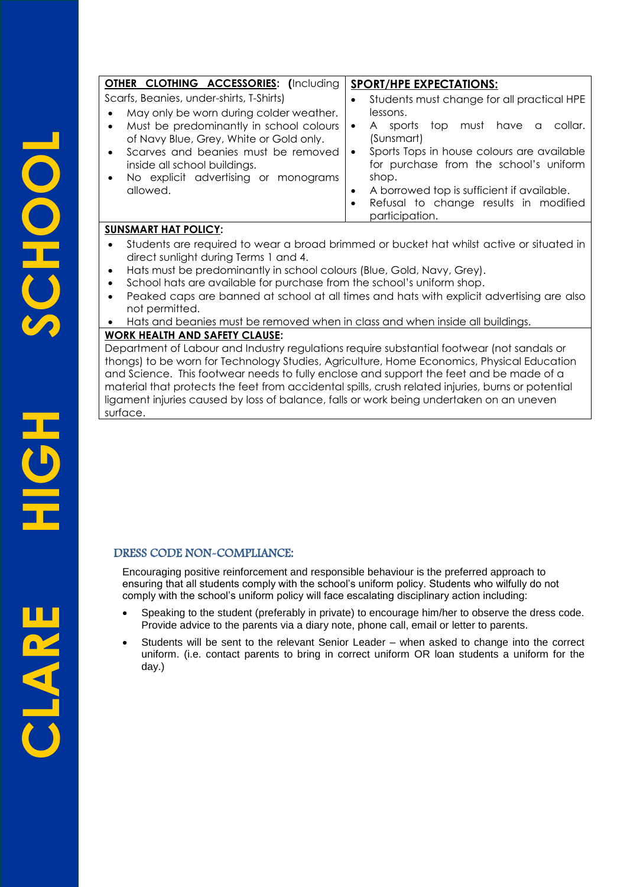**OTHER CLOTHING ACCESSORIES: (**Including Scarfs, Beanies, under-shirts, T-Shirts)

- May only be worn during colder weather.
- Must be predominantly in school colours of Navy Blue, Grey, White or Gold only.
- Scarves and beanies must be removed inside all school buildings.
- No explicit advertising or monograms allowed.

**SPORT/HPE EXPECTATIONS:**

- Students must change for all practical HPE lessons.
- A sports top must have a collar. (Sunsmart)
- Sports Tops in house colours are available for purchase from the school's uniform shop.
- A borrowed top is sufficient if available.
- Refusal to change results in modified participation.

**SUNSMART HAT POLICY:**

- Students are required to wear a broad brimmed or bucket hat whilst active or situated in direct sunlight during Terms 1 and 4.
- Hats must be predominantly in school colours (Blue, Gold, Navy, Grey).
- School hats are available for purchase from the school's uniform shop.
- Peaked caps are banned at school at all times and hats with explicit advertising are also not permitted.
- Hats and beanies must be removed when in class and when inside all buildings.

**WORK HEALTH AND SAFETY CLAUSE:**

Department of Labour and Industry regulations require substantial footwear (not sandals or thongs) to be worn for Technology Studies, Agriculture, Home Economics, Physical Education and Science. This footwear needs to fully enclose and support the feet and be made of a material that protects the feet from accidental spills, crush related injuries, burns or potential ligament injuries caused by loss of balance, falls or work being undertaken on an uneven surface.

## DRESS CODE NON-COMPLIANCE:

Encouraging positive reinforcement and responsible behaviour is the preferred approach to ensuring that all students comply with the school's uniform policy. Students who wilfully do not comply with the school's uniform policy will face escalating disciplinary action including:

- Speaking to the student (preferably in private) to encourage him/her to observe the dress code. Provide advice to the parents via a diary note, phone call, email or letter to parents.
- Students will be sent to the relevant Senior Leader – when asked to change into the correct uniform. (i.e. contact parents to bring in correct uniform OR loan students a uniform for the day.)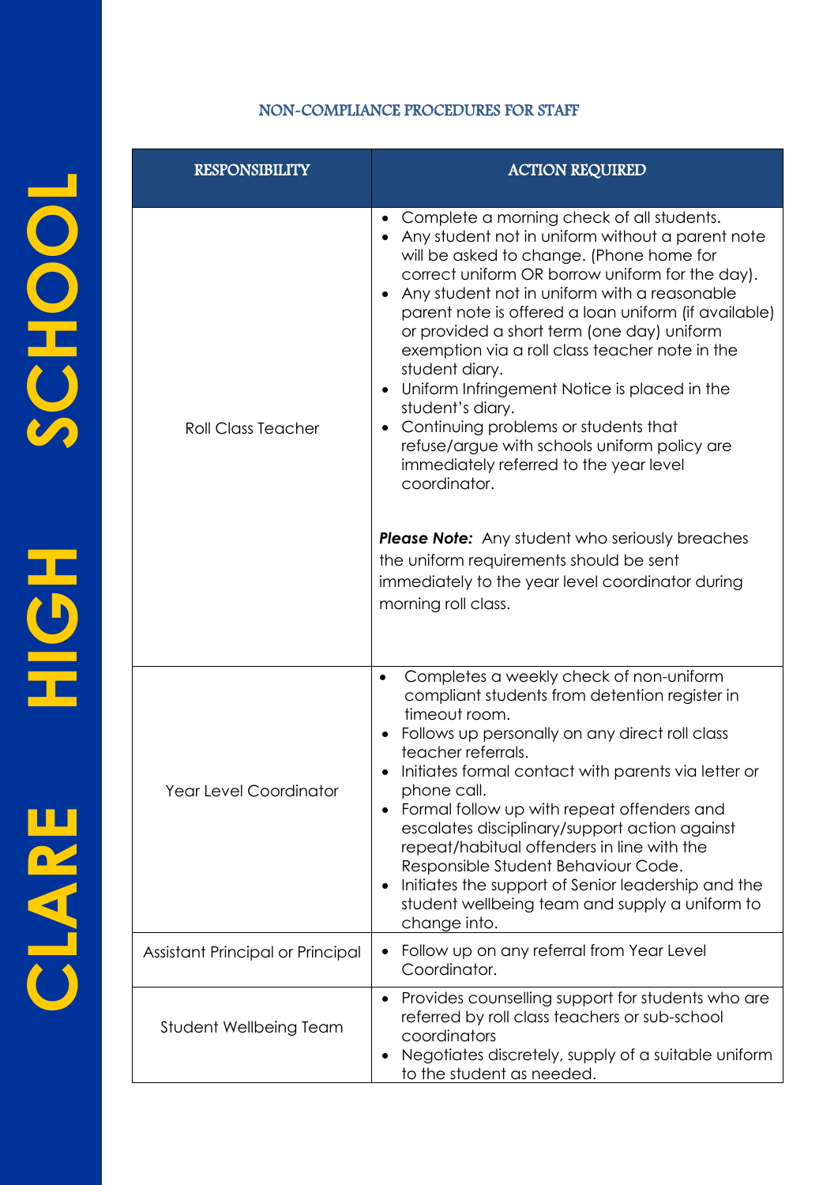## NON-COMPLIANCE PROCEDURES FOR STAFF

| RESPONSIBILITY | ACTION REQUIRED |
|---|---|
| Roll Class Teacher | • Complete a morning check of all students.<br>• Any student not in uniform without a parent note will be asked to change. (Phone home for correct uniform OR borrow uniform for the day).<br>• Any student not in uniform with a reasonable parent note is offered a loan uniform (if available) or provided a short term (one day) uniform exemption via a roll class teacher note in the student diary.<br>• Uniform Infringement Notice is placed in the student's diary.<br>• Continuing problems or students that refuse/argue with schools uniform policy are immediately referred to the year level coordinator.<br><br>***Please Note:*** Any student who seriously breaches the uniform requirements should be sent immediately to the year level coordinator during morning roll class. |
| Year Level Coordinator | • Completes a weekly check of non-uniform compliant students from detention register in timeout room.<br>• Follows up personally on any direct roll class teacher referrals.<br>• Initiates formal contact with parents via letter or phone call.<br>• Formal follow up with repeat offenders and escalates disciplinary/support action against repeat/habitual offenders in line with the Responsible Student Behaviour Code.<br>• Initiates the support of Senior leadership and the student wellbeing team and supply a uniform to change into. |
| Assistant Principal or Principal | • Follow up on any referral from Year Level Coordinator. |
| Student Wellbeing Team | • Provides counselling support for students who are referred by roll class teachers or sub-school coordinators<br>• Negotiates discretely, supply of a suitable uniform to the student as needed. |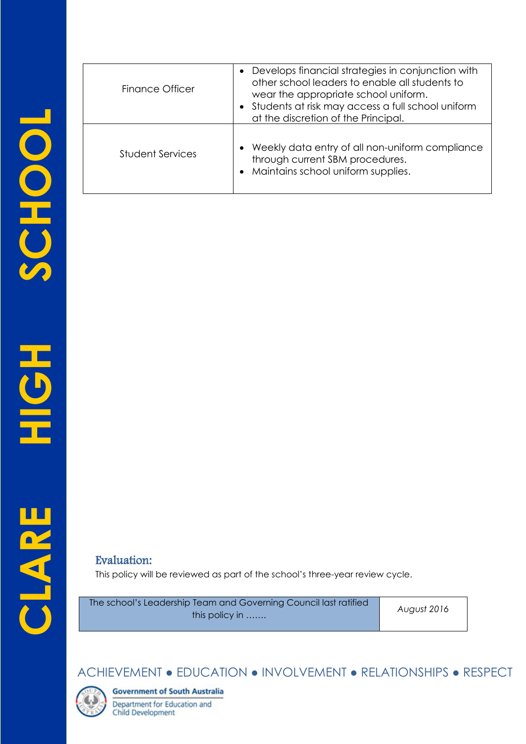| | |
|---|---|
| Finance Officer | • Develops financial strategies in conjunction with other school leaders to enable all students to wear the appropriate school uniform.<br>• Students at risk may access a full school uniform at the discretion of the Principal. |
| Student Services | • Weekly data entry of all non-uniform compliance through current SBM procedures.<br>• Maintains school uniform supplies. |

## Evaluation:

This policy will be reviewed as part of the school's three-year review cycle.

| | |
|---|---|
| The school's Leadership Team and Governing Council last ratified this policy in ……. | *August 2016* |

ACHIEVEMENT ● EDUCATION ● INVOLVEMENT ● RELATIONSHIPS ● RESPECT

Government of South Australia
Department for Education and Child Development